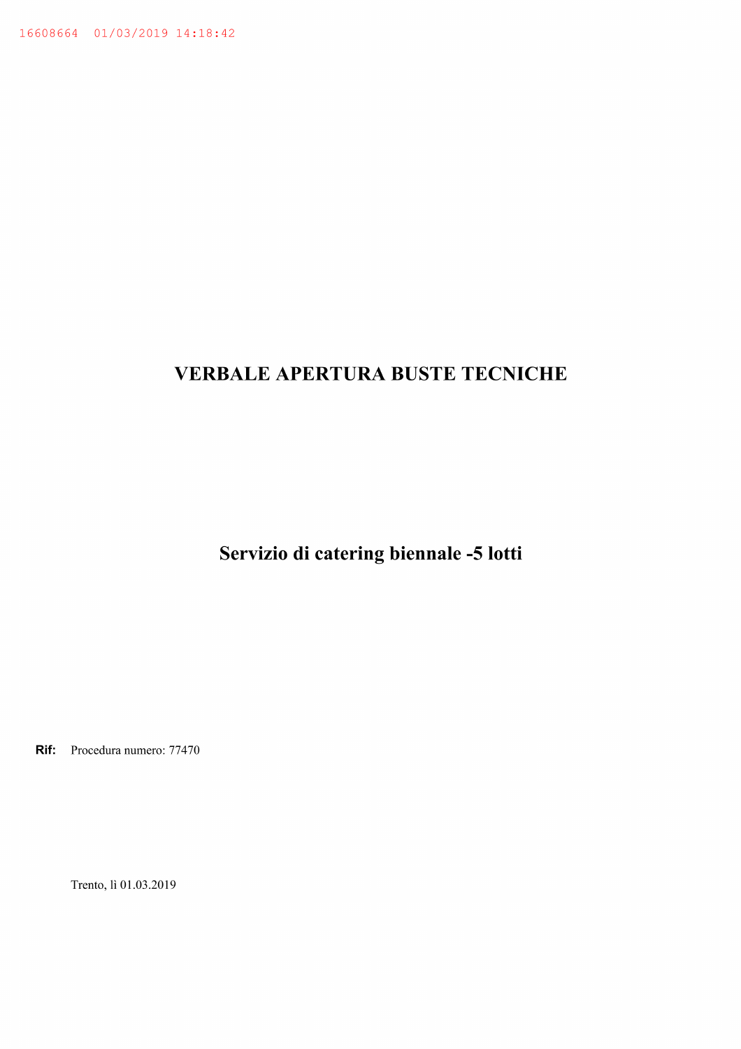16608664 01/03/2019 14:18:42

# VERBALE APERTURA BUSTE TECNICHE

## Servizio di catering biennale -5 lotti

**Rif:** Procedura numero: 77470

Trento, lì 01.03.2019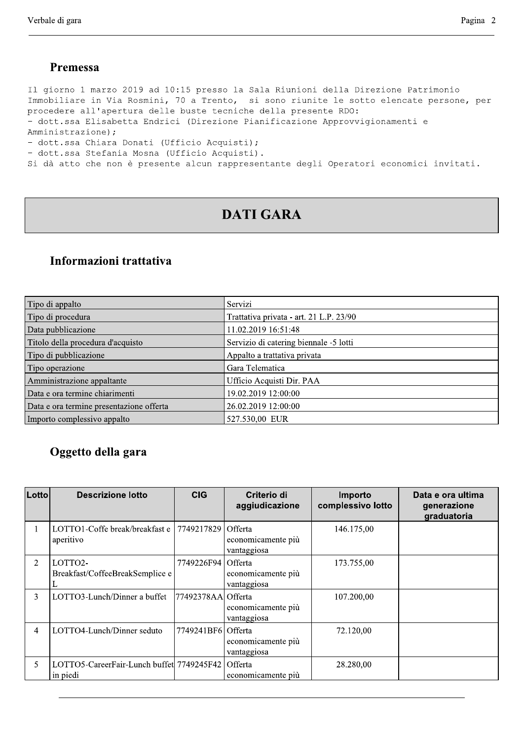## Premessa

Il giorno 1 marzo 2019 ad 10:15 presso la Sala Riunioni della Direzione Patrimonio Immobiliare in Via Rosmini, 70 a Trento, si sono riunite le sotto elencate persone, per procedere all'apertura delle buste tecniche della presente RDO:
- dott.ssa Elisabetta Endrici (Direzione Pianificazione Approvvigionamenti e Amministrazione);
- dott.ssa Chiara Donati (Ufficio Acquisti);
- dott.ssa Stefania Mosna (Ufficio Acquisti).

Si dà atto che non è presente alcun rappresentante degli Operatori economici invitati.

# DATI GARA

## Informazioni trattativa

| | |
|---|---|
| Tipo di appalto | Servizi |
| Tipo di procedura | Trattativa privata - art. 21 L.P. 23/90 |
| Data pubblicazione | 11.02.2019 16:51:48 |
| Titolo della procedura d'acquisto | Servizio di catering biennale -5 lotti |
| Tipo di pubblicazione | Appalto a trattativa privata |
| Tipo operazione | Gara Telematica |
| Amministrazione appaltante | Ufficio Acquisti Dir. PAA |
| Data e ora termine chiarimenti | 19.02.2019 12:00:00 |
| Data e ora termine presentazione offerta | 26.02.2019 12:00:00 |
| Importo complessivo appalto | 527.530,00 EUR |

## Oggetto della gara

| Lotto | Descrizione lotto | CIG | Criterio di aggiudicazione | Importo complessivo lotto | Data e ora ultima generazione graduatoria |
|---|---|---|---|---|---|
| 1 | LOTTO1-Coffe break/breakfast e aperitivo | 7749217829 | Offerta economicamente più vantaggiosa | 146.175,00 | |
| 2 | LOTTO2-Breakfast/CoffeeBreakSemplice e L | 7749226F94 | Offerta economicamente più vantaggiosa | 173.755,00 | |
| 3 | LOTTO3-Lunch/Dinner a buffet | 77492378AA | Offerta economicamente più vantaggiosa | 107.200,00 | |
| 4 | LOTTO4-Lunch/Dinner seduto | 7749241BF6 | Offerta economicamente più vantaggiosa | 72.120,00 | |
| 5 | LOTTO5-CareerFair-Lunch buffet in piedi | 7749245F42 | Offerta economicamente più | 28.280,00 | |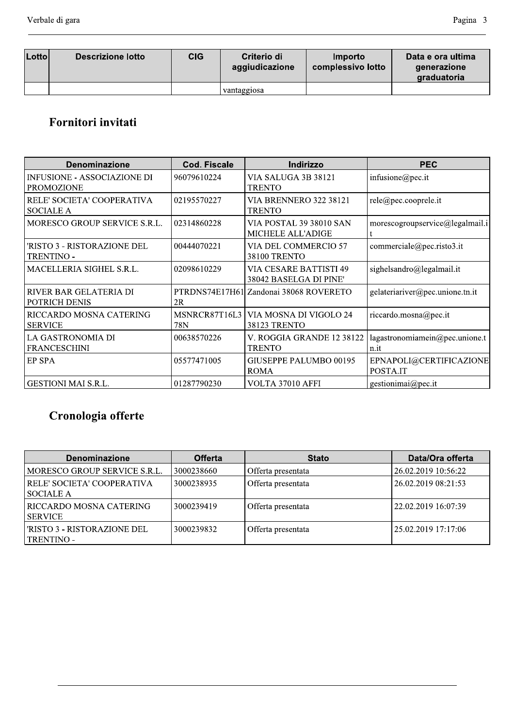| Lotto | Descrizione lotto | CIG | Criterio di aggiudicazione | Importo complessivo lotto | Data e ora ultima generazione graduatoria |
|---|---|---|---|---|---|
| | | | vantaggiosa | | |

## Fornitori invitati

| Denominazione | Cod. Fiscale | Indirizzo | PEC |
|---|---|---|---|
| INFUSIONE - ASSOCIAZIONE DI PROMOZIONE | 96079610224 | VIA SALUGA 3B 38121 TRENTO | infusione@pec.it |
| RELE' SOCIETA' COOPERATIVA SOCIALE A | 02195570227 | VIA BRENNERO 322 38121 TRENTO | rele@pec.cooprele.it |
| MORESCO GROUP SERVICE S.R.L. | 02314860228 | VIA POSTAL 39 38010 SAN MICHELE ALL'ADIGE | morescogroupservice@legalmail.it |
| 'RISTO 3 - RISTORAZIONE DEL TRENTINO - | 00444070221 | VIA DEL COMMERCIO 57 38100 TRENTO | commerciale@pec.risto3.it |
| MACELLERIA SIGHEL S.R.L. | 02098610229 | VIA CESARE BATTISTI 49 38042 BASELGA DI PINE' | sighelsandro@legalmail.it |
| RIVER BAR GELATERIA DI POTRICH DENIS | PTRDNS74E17H612R | Zandonai 38068 ROVERETO | gelateriariver@pec.unione.tn.it |
| RICCARDO MOSNA CATERING SERVICE | MSNRCR87T16L378N | VIA MOSNA DI VIGOLO 24 38123 TRENTO | riccardo.mosna@pec.it |
| LA GASTRONOMIA DI FRANCESCHINI | 00638570226 | V. ROGGIA GRANDE 12 38122 TRENTO | lagastronomiamein@pec.unione.tn.it |
| EP SPA | 05577471005 | GIUSEPPE PALUMBO 00195 ROMA | EPNAPOLI@CERTIFICAZIONEPOSTA.IT |
| GESTIONI MAI S.R.L. | 01287790230 | VOLTA 37010 AFFI | gestionimai@pec.it |

## Cronologia offerte

| Denominazione | Offerta | Stato | Data/Ora offerta |
|---|---|---|---|
| MORESCO GROUP SERVICE S.R.L. | 3000238660 | Offerta presentata | 26.02.2019 10:56:22 |
| RELE' SOCIETA' COOPERATIVA SOCIALE A | 3000238935 | Offerta presentata | 26.02.2019 08:21:53 |
| RICCARDO MOSNA CATERING SERVICE | 3000239419 | Offerta presentata | 22.02.2019 16:07:39 |
| 'RISTO 3 - RISTORAZIONE DEL TRENTINO - | 3000239832 | Offerta presentata | 25.02.2019 17:17:06 |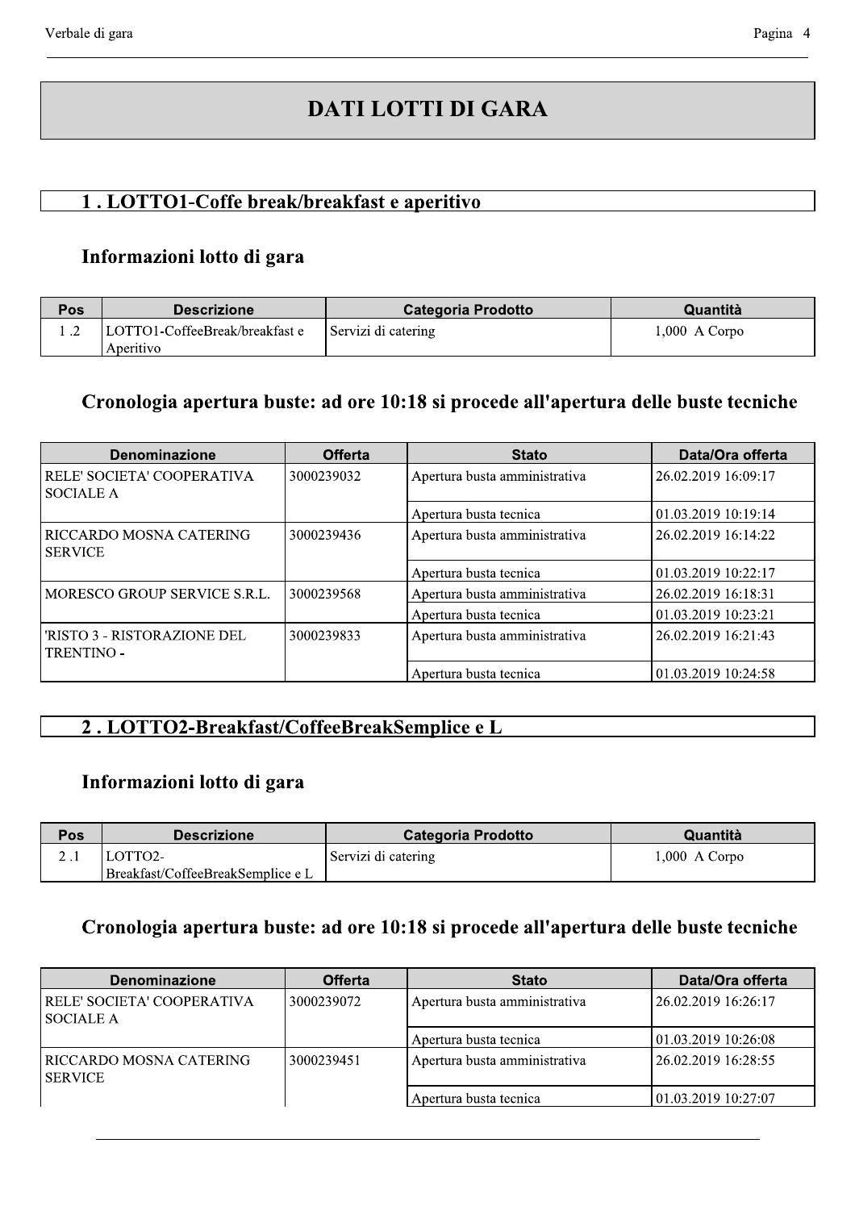# DATI LOTTI DI GARA

## 1 . LOTTO1-Coffe break/breakfast e aperitivo

### Informazioni lotto di gara

| Pos | Descrizione | Categoria Prodotto | Quantità |
|---|---|---|---|
| 1 .2 | LOTTO1-CoffeeBreak/breakfast e Aperitivo | Servizi di catering | 1,000 A Corpo |

### Cronologia apertura buste: ad ore 10:18 si procede all'apertura delle buste tecniche

| Denominazione | Offerta | Stato | Data/Ora offerta |
|---|---|---|---|
| RELE' SOCIETA' COOPERATIVA SOCIALE A | 3000239032 | Apertura busta amministrativa | 26.02.2019 16:09:17 |
| | | Apertura busta tecnica | 01.03.2019 10:19:14 |
| RICCARDO MOSNA CATERING SERVICE | 3000239436 | Apertura busta amministrativa | 26.02.2019 16:14:22 |
| | | Apertura busta tecnica | 01.03.2019 10:22:17 |
| MORESCO GROUP SERVICE S.R.L. | 3000239568 | Apertura busta amministrativa | 26.02.2019 16:18:31 |
| | | Apertura busta tecnica | 01.03.2019 10:23:21 |
| 'RISTO 3 - RISTORAZIONE DEL TRENTINO - | 3000239833 | Apertura busta amministrativa | 26.02.2019 16:21:43 |
| | | Apertura busta tecnica | 01.03.2019 10:24:58 |

## 2 . LOTTO2-Breakfast/CoffeeBreakSemplice e L

### Informazioni lotto di gara

| Pos | Descrizione | Categoria Prodotto | Quantità |
|---|---|---|---|
| 2 .1 | LOTTO2-Breakfast/CoffeeBreakSemplice e L | Servizi di catering | 1,000 A Corpo |

### Cronologia apertura buste: ad ore 10:18 si procede all'apertura delle buste tecniche

| Denominazione | Offerta | Stato | Data/Ora offerta |
|---|---|---|---|
| RELE' SOCIETA' COOPERATIVA SOCIALE A | 3000239072 | Apertura busta amministrativa | 26.02.2019 16:26:17 |
| | | Apertura busta tecnica | 01.03.2019 10:26:08 |
| RICCARDO MOSNA CATERING SERVICE | 3000239451 | Apertura busta amministrativa | 26.02.2019 16:28:55 |
| | | Apertura busta tecnica | 01.03.2019 10:27:07 |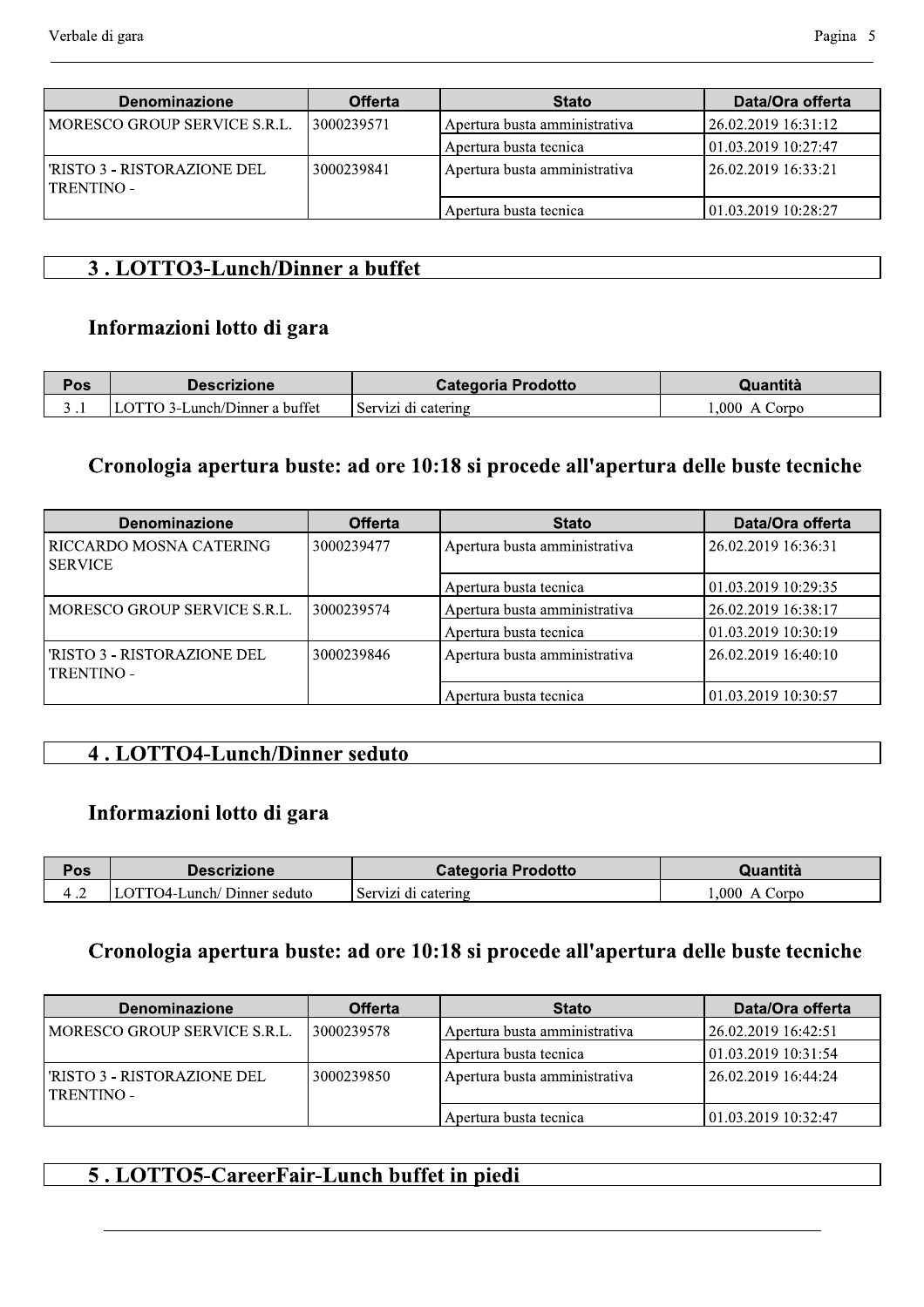| Denominazione | Offerta | Stato | Data/Ora offerta |
|---|---|---|---|
| MORESCO GROUP SERVICE S.R.L. | 3000239571 | Apertura busta amministrativa | 26.02.2019 16:31:12 |
| | | Apertura busta tecnica | 01.03.2019 10:27:47 |
| 'RISTO 3 - RISTORAZIONE DEL TRENTINO - | 3000239841 | Apertura busta amministrativa | 26.02.2019 16:33:21 |
| | | Apertura busta tecnica | 01.03.2019 10:28:27 |

## 3 . LOTTO3-Lunch/Dinner a buffet

### Informazioni lotto di gara

| Pos | Descrizione | Categoria Prodotto | Quantità |
|---|---|---|---|
| 3 .1 | LOTTO 3-Lunch/Dinner a buffet | Servizi di catering | 1,000 A Corpo |

### Cronologia apertura buste: ad ore 10:18 si procede all'apertura delle buste tecniche

| Denominazione | Offerta | Stato | Data/Ora offerta |
|---|---|---|---|
| RICCARDO MOSNA CATERING SERVICE | 3000239477 | Apertura busta amministrativa | 26.02.2019 16:36:31 |
| | | Apertura busta tecnica | 01.03.2019 10:29:35 |
| MORESCO GROUP SERVICE S.R.L. | 3000239574 | Apertura busta amministrativa | 26.02.2019 16:38:17 |
| | | Apertura busta tecnica | 01.03.2019 10:30:19 |
| 'RISTO 3 - RISTORAZIONE DEL TRENTINO - | 3000239846 | Apertura busta amministrativa | 26.02.2019 16:40:10 |
| | | Apertura busta tecnica | 01.03.2019 10:30:57 |

## 4 . LOTTO4-Lunch/Dinner seduto

### Informazioni lotto di gara

| Pos | Descrizione | Categoria Prodotto | Quantità |
|---|---|---|---|
| 4 .2 | LOTTO4-Lunch/ Dinner seduto | Servizi di catering | 1,000 A Corpo |

### Cronologia apertura buste: ad ore 10:18 si procede all'apertura delle buste tecniche

| Denominazione | Offerta | Stato | Data/Ora offerta |
|---|---|---|---|
| MORESCO GROUP SERVICE S.R.L. | 3000239578 | Apertura busta amministrativa | 26.02.2019 16:42:51 |
| | | Apertura busta tecnica | 01.03.2019 10:31:54 |
| 'RISTO 3 - RISTORAZIONE DEL TRENTINO - | 3000239850 | Apertura busta amministrativa | 26.02.2019 16:44:24 |
| | | Apertura busta tecnica | 01.03.2019 10:32:47 |

## 5 . LOTTO5-CareerFair-Lunch buffet in piedi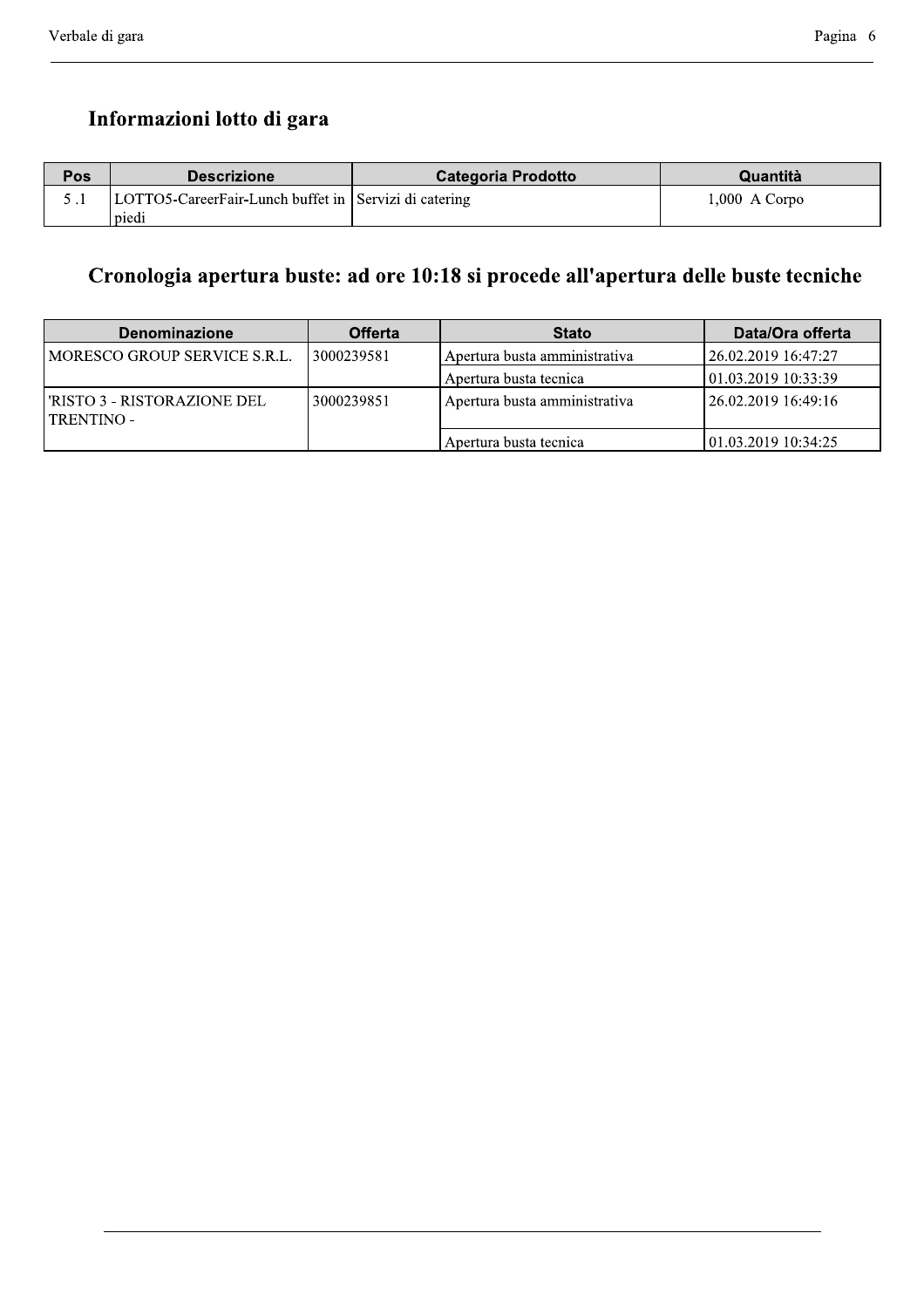## Informazioni lotto di gara

| Pos | Descrizione | Categoria Prodotto | Quantità |
|---|---|---|---|
| 5 .1 | LOTTO5-CareerFair-Lunch buffet in piedi | Servizi di catering | 1,000 A Corpo |

## Cronologia apertura buste: ad ore 10:18 si procede all'apertura delle buste tecniche

| Denominazione | Offerta | Stato | Data/Ora offerta |
|---|---|---|---|
| MORESCO GROUP SERVICE S.R.L. | 3000239581 | Apertura busta amministrativa | 26.02.2019 16:47:27 |
| | | Apertura busta tecnica | 01.03.2019 10:33:39 |
| 'RISTO 3 - RISTORAZIONE DEL TRENTINO - | 3000239851 | Apertura busta amministrativa | 26.02.2019 16:49:16 |
| | | Apertura busta tecnica | 01.03.2019 10:34:25 |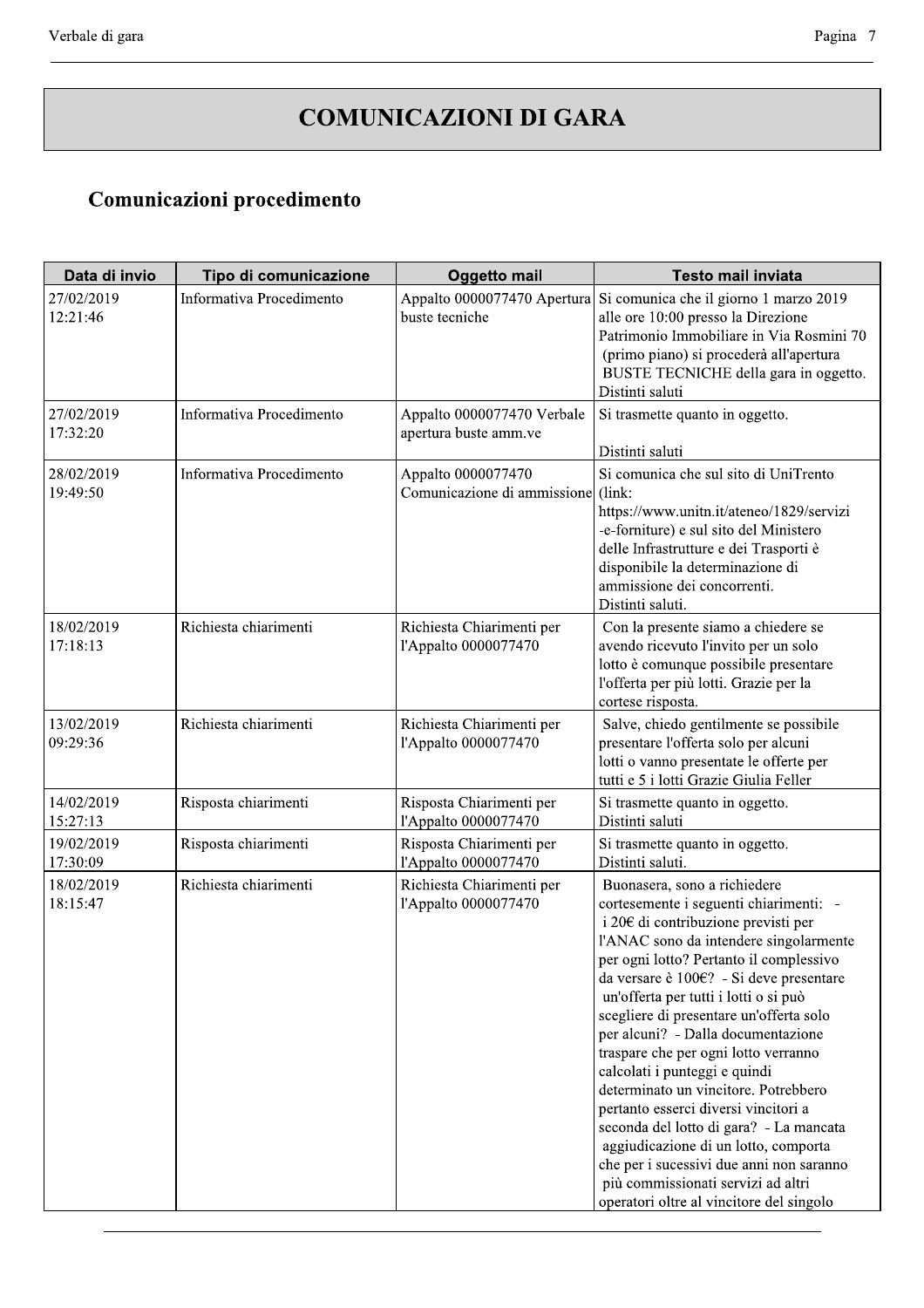# COMUNICAZIONI DI GARA

## Comunicazioni procedimento

| Data di invio | Tipo di comunicazione | Oggetto mail | Testo mail inviata |
|---|---|---|---|
| 27/02/2019 12:21:46 | Informativa Procedimento | Appalto 0000077470 Apertura buste tecniche | Si comunica che il giorno 1 marzo 2019 alle ore 10:00 presso la Direzione Patrimonio Immobiliare in Via Rosmini 70 (primo piano) si procederà all'apertura BUSTE TECNICHE della gara in oggetto. Distinti saluti |
| 27/02/2019 17:32:20 | Informativa Procedimento | Appalto 0000077470 Verbale apertura buste amm.ve | Si trasmette quanto in oggetto. Distinti saluti |
| 28/02/2019 19:49:50 | Informativa Procedimento | Appalto 0000077470 Comunicazione di ammissione | Si comunica che sul sito di UniTrento (link: https://www.unitn.it/ateneo/1829/servizi-e-forniture) e sul sito del Ministero delle Infrastrutture e dei Trasporti è disponibile la determinazione di ammissione dei concorrenti. Distinti saluti. |
| 18/02/2019 17:18:13 | Richiesta chiarimenti | Richiesta Chiarimenti per l'Appalto 0000077470 | Con la presente siamo a chiedere se avendo ricevuto l'invito per un solo lotto è comunque possibile presentare l'offerta per più lotti. Grazie per la cortese risposta. |
| 13/02/2019 09:29:36 | Richiesta chiarimenti | Richiesta Chiarimenti per l'Appalto 0000077470 | Salve, chiedo gentilmente se possibile presentare l'offerta solo per alcuni lotti o vanno presentate le offerte per tutti e 5 i lotti Grazie Giulia Feller |
| 14/02/2019 15:27:13 | Risposta chiarimenti | Risposta Chiarimenti per l'Appalto 0000077470 | Si trasmette quanto in oggetto. Distinti saluti |
| 19/02/2019 17:30:09 | Risposta chiarimenti | Risposta Chiarimenti per l'Appalto 0000077470 | Si trasmette quanto in oggetto. Distinti saluti. |
| 18/02/2019 18:15:47 | Richiesta chiarimenti | Richiesta Chiarimenti per l'Appalto 0000077470 | Buonasera, sono a richiedere cortesemente i seguenti chiarimenti: - i 20€ di contribuzione previsti per l'ANAC sono da intendere singolarmente per ogni lotto? Pertanto il complessivo da versare è 100€? - Si deve presentare un'offerta per tutti i lotti o si può scegliere di presentare un'offerta solo per alcuni? - Dalla documentazione traspare che per ogni lotto verranno calcolati i punteggi e quindi determinato un vincitore. Potrebbero pertanto esserci diversi vincitori a seconda del lotto di gara? - La mancata aggiudicazione di un lotto, comporta che per i sucessivi due anni non saranno più commissionati servizi ad altri operatori oltre al vincitore del singolo |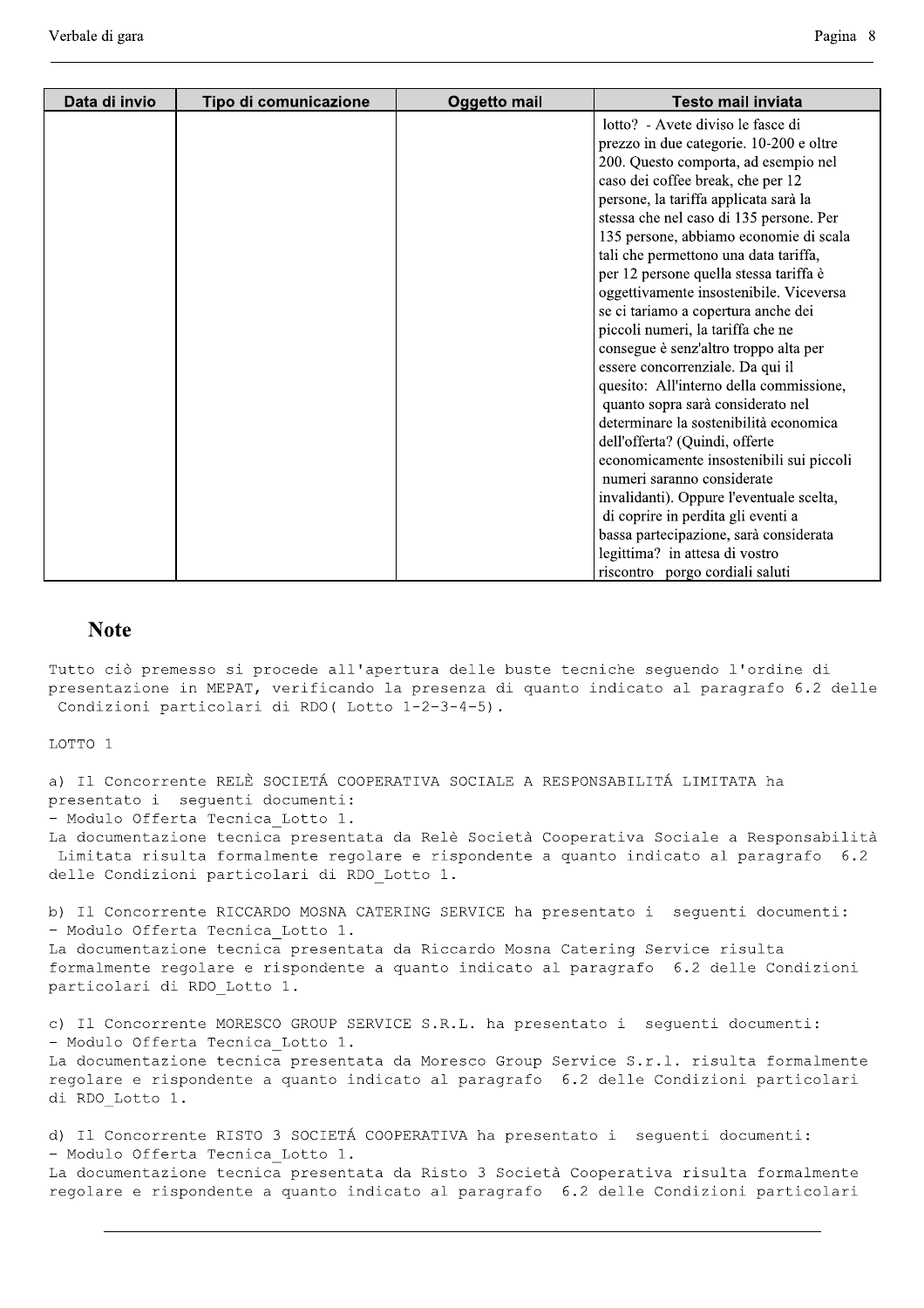| Data di invio | Tipo di comunicazione | Oggetto mail | Testo mail inviata |
|---|---|---|---|
| | | | lotto? - Avete diviso le fasce di prezzo in due categorie. 10-200 e oltre 200. Questo comporta, ad esempio nel caso dei coffee break, che per 12 persone, la tariffa applicata sarà la stessa che nel caso di 135 persone. Per 135 persone, abbiamo economie di scala tali che permettono una data tariffa, per 12 persone quella stessa tariffa è oggettivamente insostenibile. Viceversa se ci tariamo a copertura anche dei piccoli numeri, la tariffa che ne consegue è senz'altro troppo alta per essere concorrenziale. Da qui il quesito: All'interno della commissione, quanto sopra sarà considerato nel determinare la sostenibilità economica dell'offerta? (Quindi, offerte economicamente insostenibili sui piccoli numeri saranno considerate invalidanti). Oppure l'eventuale scelta, di coprire in perdita gli eventi a bassa partecipazione, sarà considerata legittima? in attesa di vostro riscontro porgo cordiali saluti |

## Note

Tutto ciò premesso si procede all'apertura delle buste tecniche seguendo l'ordine di presentazione in MEPAT, verificando la presenza di quanto indicato al paragrafo 6.2 delle Condizioni particolari di RDO( Lotto 1-2-3-4-5).

LOTTO 1

a) Il Concorrente RELÈ SOCIETÁ COOPERATIVA SOCIALE A RESPONSABILITÁ LIMITATA ha presentato i seguenti documenti:
- Modulo Offerta Tecnica_Lotto 1.

La documentazione tecnica presentata da Relè Società Cooperativa Sociale a Responsabilità Limitata risulta formalmente regolare e rispondente a quanto indicato al paragrafo 6.2 delle Condizioni particolari di RDO_Lotto 1.

b) Il Concorrente RICCARDO MOSNA CATERING SERVICE ha presentato i seguenti documenti:
- Modulo Offerta Tecnica_Lotto 1.

La documentazione tecnica presentata da Riccardo Mosna Catering Service risulta formalmente regolare e rispondente a quanto indicato al paragrafo 6.2 delle Condizioni particolari di RDO_Lotto 1.

c) Il Concorrente MORESCO GROUP SERVICE S.R.L. ha presentato i seguenti documenti:
- Modulo Offerta Tecnica_Lotto 1.

La documentazione tecnica presentata da Moresco Group Service S.r.l. risulta formalmente regolare e rispondente a quanto indicato al paragrafo 6.2 delle Condizioni particolari di RDO_Lotto 1.

d) Il Concorrente RISTO 3 SOCIETÁ COOPERATIVA ha presentato i seguenti documenti:
- Modulo Offerta Tecnica_Lotto 1.

La documentazione tecnica presentata da Risto 3 Società Cooperativa risulta formalmente regolare e rispondente a quanto indicato al paragrafo 6.2 delle Condizioni particolari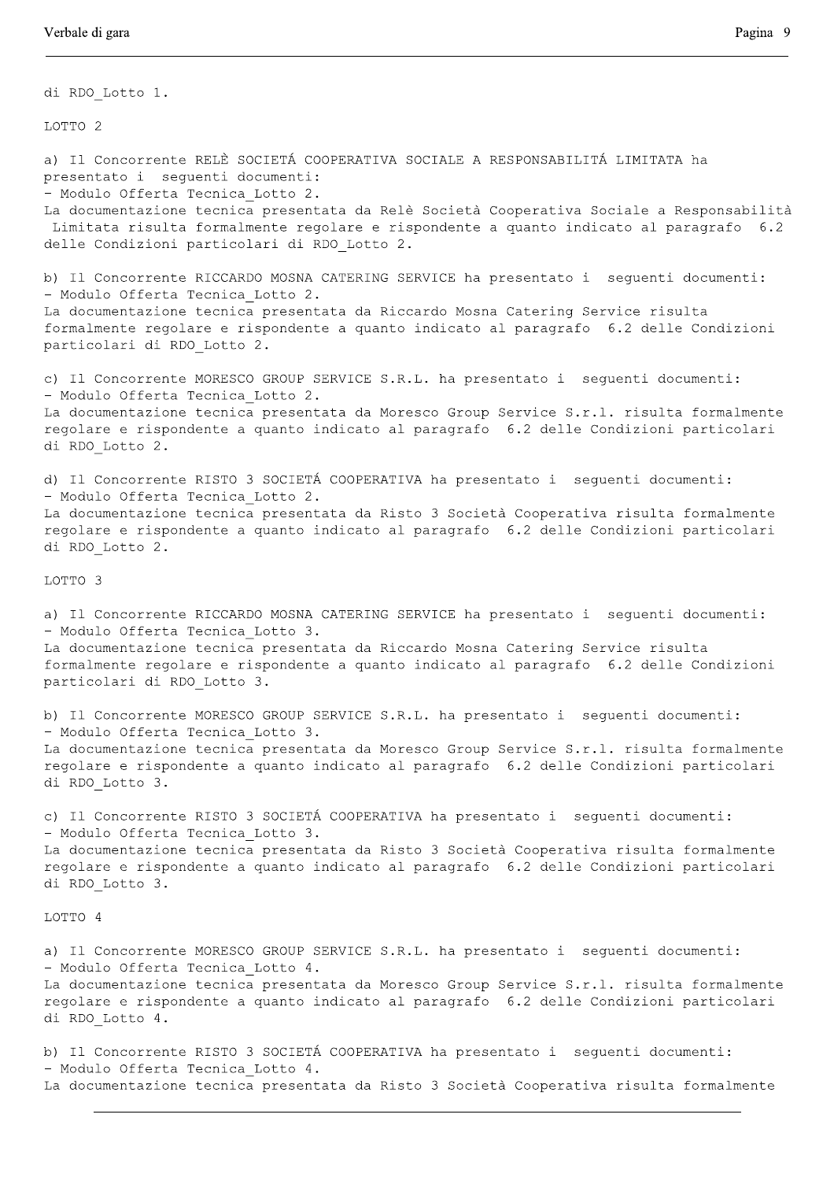di RDO_Lotto 1.

LOTTO 2

a) Il Concorrente RELÈ SOCIETÁ COOPERATIVA SOCIALE A RESPONSABILITÁ LIMITATA ha presentato i seguenti documenti:
- Modulo Offerta Tecnica_Lotto 2.

La documentazione tecnica presentata da Relè Società Cooperativa Sociale a Responsabilità Limitata risulta formalmente regolare e rispondente a quanto indicato al paragrafo 6.2 delle Condizioni particolari di RDO_Lotto 2.

b) Il Concorrente RICCARDO MOSNA CATERING SERVICE ha presentato i seguenti documenti:
- Modulo Offerta Tecnica_Lotto 2.

La documentazione tecnica presentata da Riccardo Mosna Catering Service risulta formalmente regolare e rispondente a quanto indicato al paragrafo 6.2 delle Condizioni particolari di RDO_Lotto 2.

c) Il Concorrente MORESCO GROUP SERVICE S.R.L. ha presentato i seguenti documenti:
- Modulo Offerta Tecnica_Lotto 2.

La documentazione tecnica presentata da Moresco Group Service S.r.l. risulta formalmente regolare e rispondente a quanto indicato al paragrafo 6.2 delle Condizioni particolari di RDO_Lotto 2.

d) Il Concorrente RISTO 3 SOCIETÁ COOPERATIVA ha presentato i seguenti documenti:
- Modulo Offerta Tecnica_Lotto 2.

La documentazione tecnica presentata da Risto 3 Società Cooperativa risulta formalmente regolare e rispondente a quanto indicato al paragrafo 6.2 delle Condizioni particolari di RDO_Lotto 2.

LOTTO 3

a) Il Concorrente RICCARDO MOSNA CATERING SERVICE ha presentato i seguenti documenti:
- Modulo Offerta Tecnica_Lotto 3.

La documentazione tecnica presentata da Riccardo Mosna Catering Service risulta formalmente regolare e rispondente a quanto indicato al paragrafo 6.2 delle Condizioni particolari di RDO_Lotto 3.

b) Il Concorrente MORESCO GROUP SERVICE S.R.L. ha presentato i seguenti documenti:
- Modulo Offerta Tecnica_Lotto 3.

La documentazione tecnica presentata da Moresco Group Service S.r.l. risulta formalmente regolare e rispondente a quanto indicato al paragrafo 6.2 delle Condizioni particolari di RDO_Lotto 3.

c) Il Concorrente RISTO 3 SOCIETÁ COOPERATIVA ha presentato i seguenti documenti:
- Modulo Offerta Tecnica_Lotto 3.

La documentazione tecnica presentata da Risto 3 Società Cooperativa risulta formalmente regolare e rispondente a quanto indicato al paragrafo 6.2 delle Condizioni particolari di RDO_Lotto 3.

LOTTO 4

a) Il Concorrente MORESCO GROUP SERVICE S.R.L. ha presentato i seguenti documenti:
- Modulo Offerta Tecnica_Lotto 4.

La documentazione tecnica presentata da Moresco Group Service S.r.l. risulta formalmente regolare e rispondente a quanto indicato al paragrafo 6.2 delle Condizioni particolari di RDO_Lotto 4.

b) Il Concorrente RISTO 3 SOCIETÁ COOPERATIVA ha presentato i seguenti documenti:
- Modulo Offerta Tecnica_Lotto 4.

La documentazione tecnica presentata da Risto 3 Società Cooperativa risulta formalmente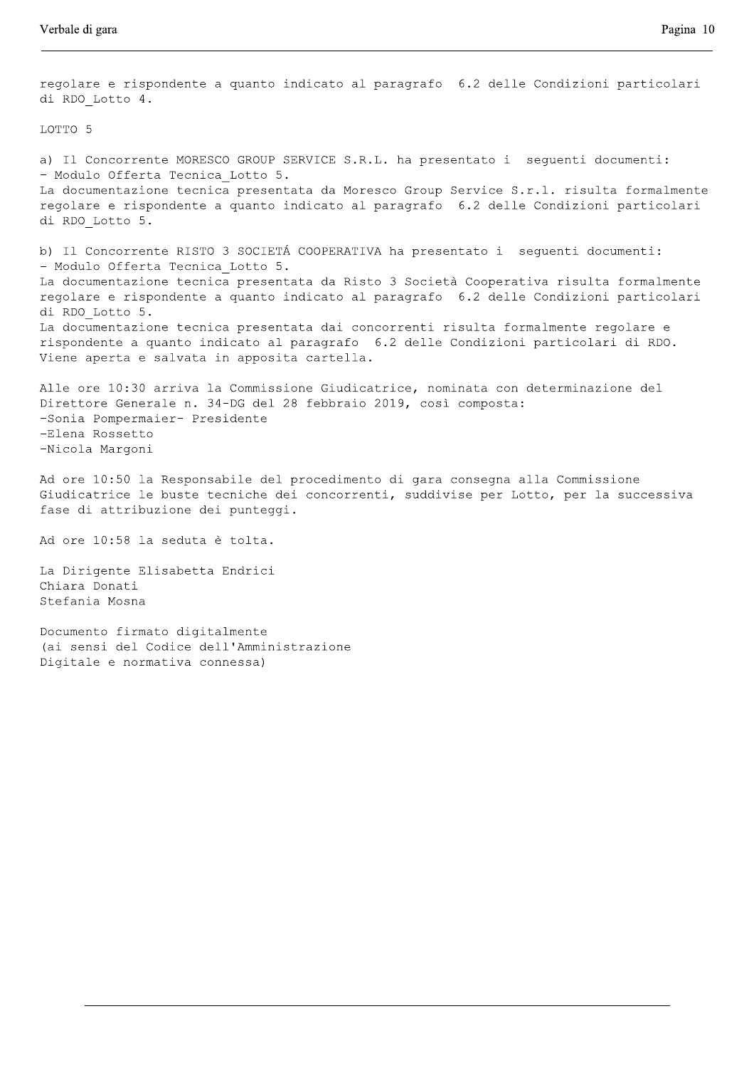regolare e rispondente a quanto indicato al paragrafo 6.2 delle Condizioni particolari di RDO_Lotto 4.

LOTTO 5

a) Il Concorrente MORESCO GROUP SERVICE S.R.L. ha presentato i seguenti documenti:
- Modulo Offerta Tecnica_Lotto 5.

La documentazione tecnica presentata da Moresco Group Service S.r.l. risulta formalmente regolare e rispondente a quanto indicato al paragrafo 6.2 delle Condizioni particolari di RDO_Lotto 5.

b) Il Concorrente RISTO 3 SOCIETÁ COOPERATIVA ha presentato i seguenti documenti:
- Modulo Offerta Tecnica_Lotto 5.

La documentazione tecnica presentata da Risto 3 Società Cooperativa risulta formalmente regolare e rispondente a quanto indicato al paragrafo 6.2 delle Condizioni particolari di RDO_Lotto 5.
La documentazione tecnica presentata dai concorrenti risulta formalmente regolare e rispondente a quanto indicato al paragrafo 6.2 delle Condizioni particolari di RDO. Viene aperta e salvata in apposita cartella.

Alle ore 10:30 arriva la Commissione Giudicatrice, nominata con determinazione del Direttore Generale n. 34-DG del 28 febbraio 2019, così composta:
-Sonia Pompermaier- Presidente
-Elena Rossetto
-Nicola Margoni

Ad ore 10:50 la Responsabile del procedimento di gara consegna alla Commissione Giudicatrice le buste tecniche dei concorrenti, suddivise per Lotto, per la successiva fase di attribuzione dei punteggi.

Ad ore 10:58 la seduta è tolta.

La Dirigente Elisabetta Endrici
Chiara Donati
Stefania Mosna

Documento firmato digitalmente
(ai sensi del Codice dell'Amministrazione
Digitale e normativa connessa)